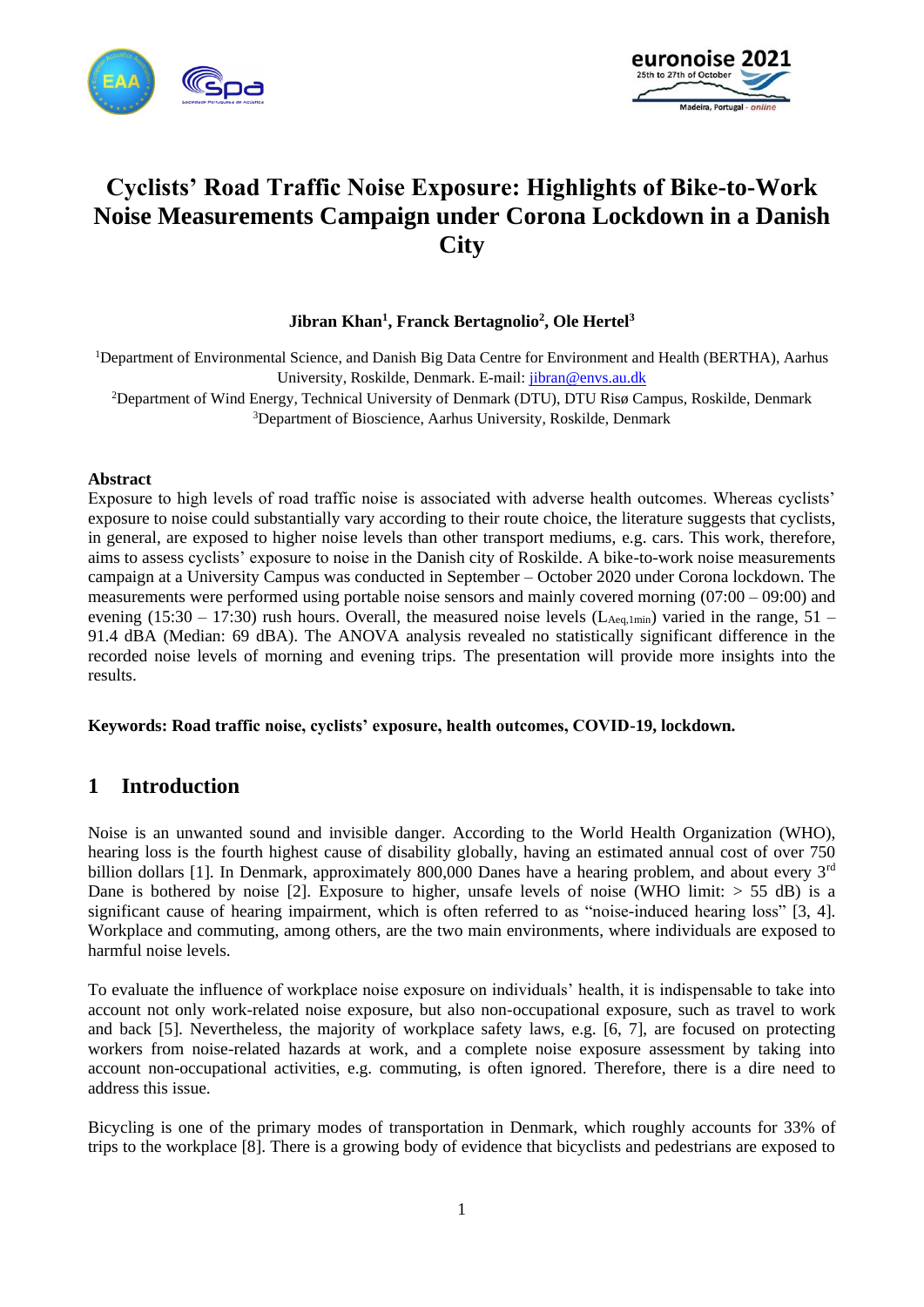# Cyclists' Road Traffic Noise Exposure: Highlights of Bike-to-Work Noise Measurements Campaign under Corona Lockdown in a Danish City

**Jibran Khan[1], Franck Bertagnolio[2], Ole Hertel[3]**

[1]Department of Environmental Science, and Danish Big Data Centre for Environment and Health (BERTHA), Aarhus University, Roskilde, Denmark. E-mail: jibran@envs.au.dk

[2]Department of Wind Energy, Technical University of Denmark (DTU), DTU Risø Campus, Roskilde, Denmark

[3]Department of Bioscience, Aarhus University, Roskilde, Denmark

### Abstract

Exposure to high levels of road traffic noise is associated with adverse health outcomes. Whereas cyclists' exposure to noise could substantially vary according to their route choice, the literature suggests that cyclists, in general, are exposed to higher noise levels than other transport mediums, e.g. cars. This work, therefore, aims to assess cyclists' exposure to noise in the Danish city of Roskilde. A bike-to-work noise measurements campaign at a University Campus was conducted in September – October 2020 under Corona lockdown. The measurements were performed using portable noise sensors and mainly covered morning (07:00 – 09:00) and evening (15:30 – 17:30) rush hours. Overall, the measured noise levels ($L_{Aeq,1min}$) varied in the range, 51 – 91.4 dBA (Median: 69 dBA). The ANOVA analysis revealed no statistically significant difference in the recorded noise levels of morning and evening trips. The presentation will provide more insights into the results.

**Keywords: Road traffic noise, cyclists' exposure, health outcomes, COVID-19, lockdown.**

## 1 Introduction

Noise is an unwanted sound and invisible danger. According to the World Health Organization (WHO), hearing loss is the fourth highest cause of disability globally, having an estimated annual cost of over 750 billion dollars [1]. In Denmark, approximately 800,000 Danes have a hearing problem, and about every 3rd Dane is bothered by noise [2]. Exposure to higher, unsafe levels of noise (WHO limit: > 55 dB) is a significant cause of hearing impairment, which is often referred to as "noise-induced hearing loss" [3, 4]. Workplace and commuting, among others, are the two main environments, where individuals are exposed to harmful noise levels.

To evaluate the influence of workplace noise exposure on individuals' health, it is indispensable to take into account not only work-related noise exposure, but also non-occupational exposure, such as travel to work and back [5]. Nevertheless, the majority of workplace safety laws, e.g. [6, 7], are focused on protecting workers from noise-related hazards at work, and a complete noise exposure assessment by taking into account non-occupational activities, e.g. commuting, is often ignored. Therefore, there is a dire need to address this issue.

Bicycling is one of the primary modes of transportation in Denmark, which roughly accounts for 33% of trips to the workplace [8]. There is a growing body of evidence that bicyclists and pedestrians are exposed to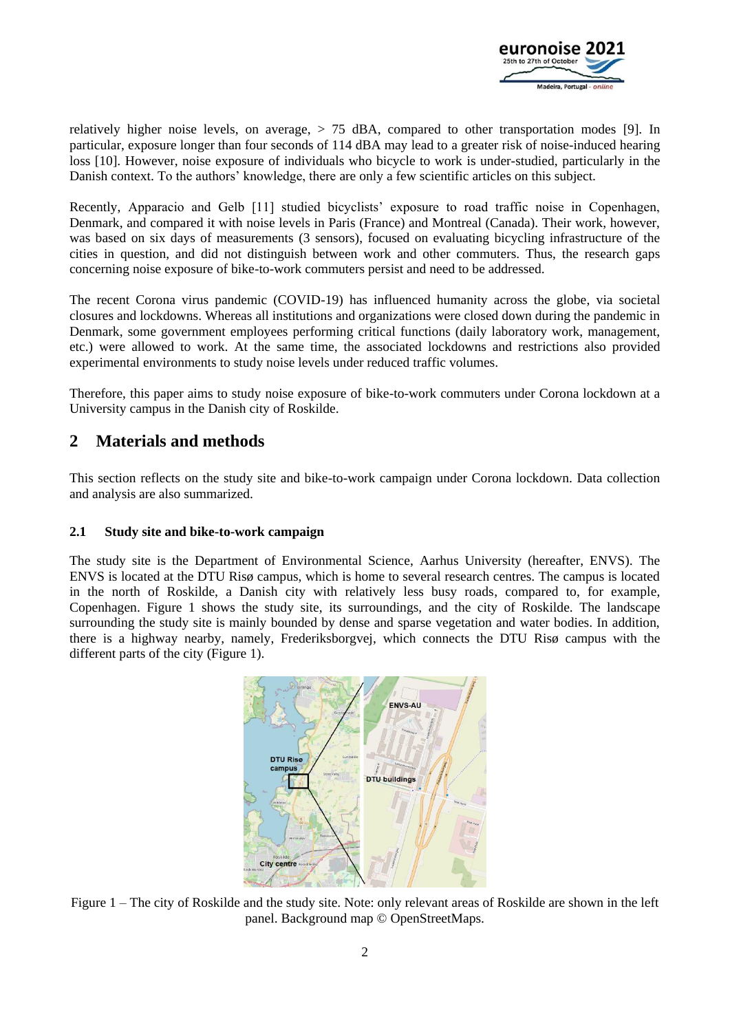relatively higher noise levels, on average, > 75 dBA, compared to other transportation modes [9]. In particular, exposure longer than four seconds of 114 dBA may lead to a greater risk of noise-induced hearing loss [10]. However, noise exposure of individuals who bicycle to work is under-studied, particularly in the Danish context. To the authors' knowledge, there are only a few scientific articles on this subject.

Recently, Apparacio and Gelb [11] studied bicyclists' exposure to road traffic noise in Copenhagen, Denmark, and compared it with noise levels in Paris (France) and Montreal (Canada). Their work, however, was based on six days of measurements (3 sensors), focused on evaluating bicycling infrastructure of the cities in question, and did not distinguish between work and other commuters. Thus, the research gaps concerning noise exposure of bike-to-work commuters persist and need to be addressed.

The recent Corona virus pandemic (COVID-19) has influenced humanity across the globe, via societal closures and lockdowns. Whereas all institutions and organizations were closed down during the pandemic in Denmark, some government employees performing critical functions (daily laboratory work, management, etc.) were allowed to work. At the same time, the associated lockdowns and restrictions also provided experimental environments to study noise levels under reduced traffic volumes.

Therefore, this paper aims to study noise exposure of bike-to-work commuters under Corona lockdown at a University campus in the Danish city of Roskilde.

## 2 Materials and methods

This section reflects on the study site and bike-to-work campaign under Corona lockdown. Data collection and analysis are also summarized.

### 2.1 Study site and bike-to-work campaign

The study site is the Department of Environmental Science, Aarhus University (hereafter, ENVS). The ENVS is located at the DTU Risø campus, which is home to several research centres. The campus is located in the north of Roskilde, a Danish city with relatively less busy roads, compared to, for example, Copenhagen. Figure 1 shows the study site, its surroundings, and the city of Roskilde. The landscape surrounding the study site is mainly bounded by dense and sparse vegetation and water bodies. In addition, there is a highway nearby, namely, Frederiksborgvej, which connects the DTU Risø campus with the different parts of the city (Figure 1).

Figure 1 – The city of Roskilde and the study site. Note: only relevant areas of Roskilde are shown in the left panel. Background map © OpenStreetMaps.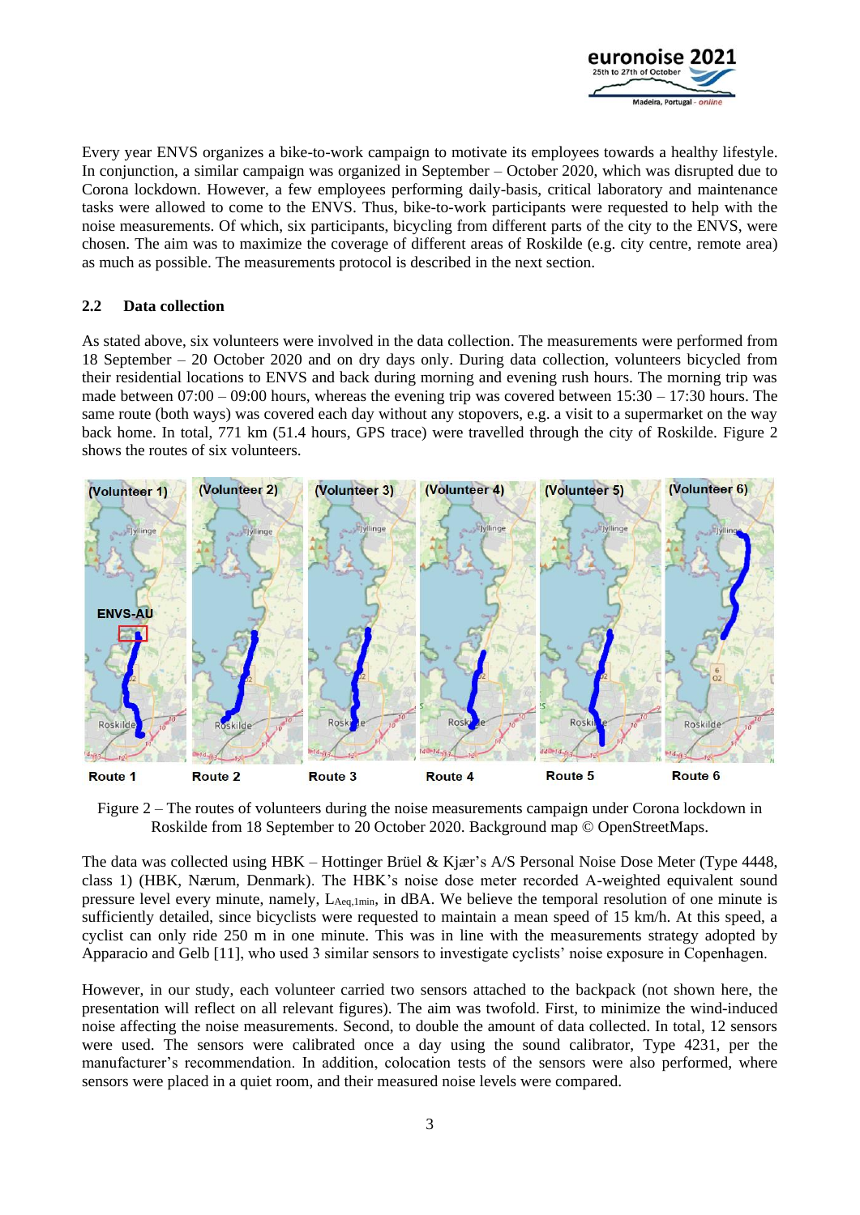Every year ENVS organizes a bike-to-work campaign to motivate its employees towards a healthy lifestyle. In conjunction, a similar campaign was organized in September – October 2020, which was disrupted due to Corona lockdown. However, a few employees performing daily-basis, critical laboratory and maintenance tasks were allowed to come to the ENVS. Thus, bike-to-work participants were requested to help with the noise measurements. Of which, six participants, bicycling from different parts of the city to the ENVS, were chosen. The aim was to maximize the coverage of different areas of Roskilde (e.g. city centre, remote area) as much as possible. The measurements protocol is described in the next section.

### 2.2 Data collection

As stated above, six volunteers were involved in the data collection. The measurements were performed from 18 September – 20 October 2020 and on dry days only. During data collection, volunteers bicycled from their residential locations to ENVS and back during morning and evening rush hours. The morning trip was made between 07:00 – 09:00 hours, whereas the evening trip was covered between 15:30 – 17:30 hours. The same route (both ways) was covered each day without any stopovers, e.g. a visit to a supermarket on the way back home. In total, 771 km (51.4 hours, GPS trace) were travelled through the city of Roskilde. Figure 2 shows the routes of six volunteers.

Figure 2 – The routes of volunteers during the noise measurements campaign under Corona lockdown in Roskilde from 18 September to 20 October 2020. Background map © OpenStreetMaps.

The data was collected using HBK – Hottinger Brüel & Kjær's A/S Personal Noise Dose Meter (Type 4448, class 1) (HBK, Nærum, Denmark). The HBK's noise dose meter recorded A-weighted equivalent sound pressure level every minute, namely, $L_{Aeq,1min}$, in dBA. We believe the temporal resolution of one minute is sufficiently detailed, since bicyclists were requested to maintain a mean speed of 15 km/h. At this speed, a cyclist can only ride 250 m in one minute. This was in line with the measurements strategy adopted by Apparacio and Gelb [11], who used 3 similar sensors to investigate cyclists' noise exposure in Copenhagen.

However, in our study, each volunteer carried two sensors attached to the backpack (not shown here, the presentation will reflect on all relevant figures). The aim was twofold. First, to minimize the wind-induced noise affecting the noise measurements. Second, to double the amount of data collected. In total, 12 sensors were used. The sensors were calibrated once a day using the sound calibrator, Type 4231, per the manufacturer's recommendation. In addition, colocation tests of the sensors were also performed, where sensors were placed in a quiet room, and their measured noise levels were compared.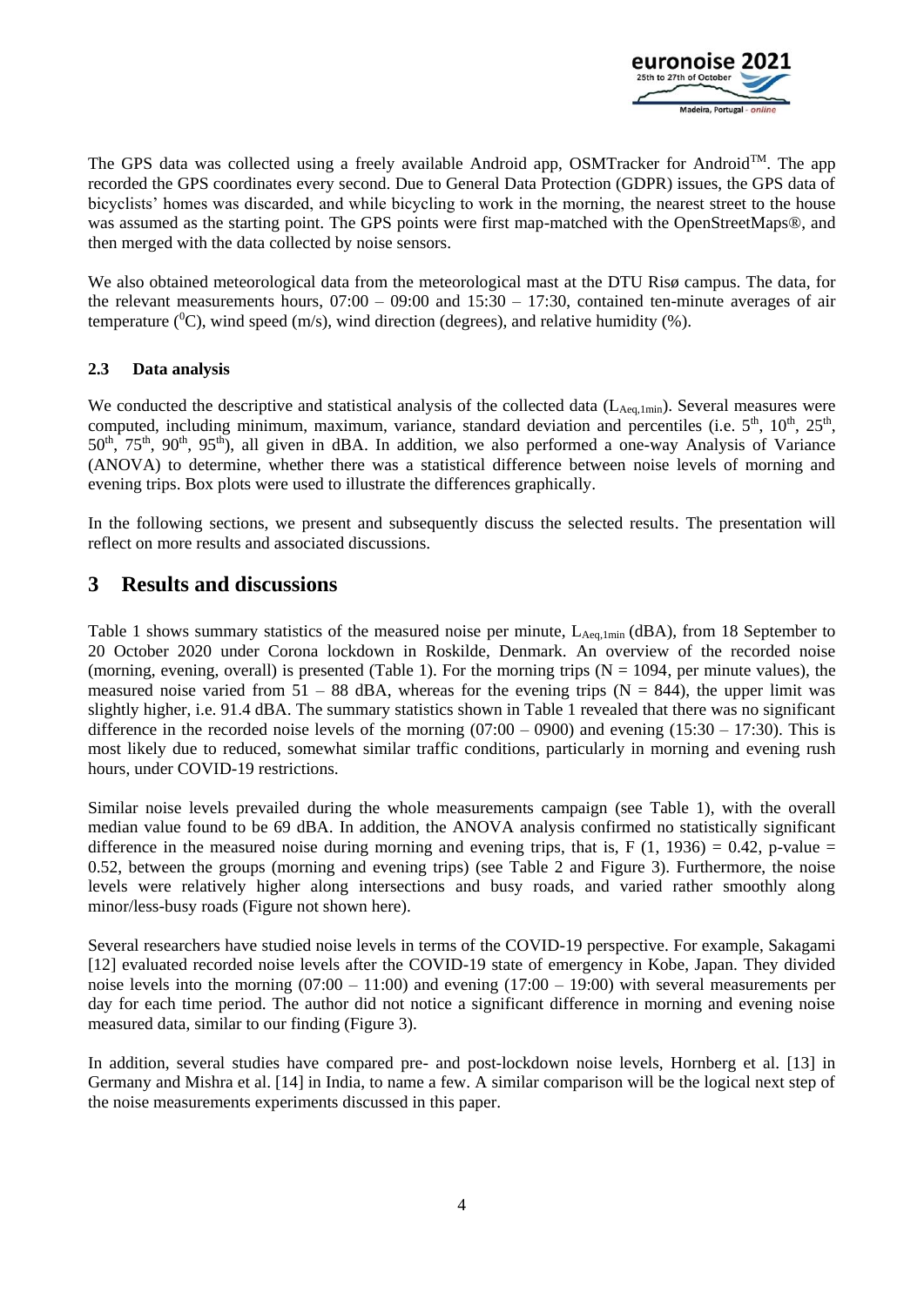The GPS data was collected using a freely available Android app, OSMTracker for Android™. The app recorded the GPS coordinates every second. Due to General Data Protection (GDPR) issues, the GPS data of bicyclists' homes was discarded, and while bicycling to work in the morning, the nearest street to the house was assumed as the starting point. The GPS points were first map-matched with the OpenStreetMaps®, and then merged with the data collected by noise sensors.

We also obtained meteorological data from the meteorological mast at the DTU Risø campus. The data, for the relevant measurements hours, 07:00 – 09:00 and 15:30 – 17:30, contained ten-minute averages of air temperature ($^0$C), wind speed (m/s), wind direction (degrees), and relative humidity (%).

### 2.3 Data analysis

We conducted the descriptive and statistical analysis of the collected data ($L_{Aeq,1min}$). Several measures were computed, including minimum, maximum, variance, standard deviation and percentiles (i.e. 5$^{th}$, 10$^{th}$, 25$^{th}$, 50$^{th}$, 75$^{th}$, 90$^{th}$, 95$^{th}$), all given in dBA. In addition, we also performed a one-way Analysis of Variance (ANOVA) to determine, whether there was a statistical difference between noise levels of morning and evening trips. Box plots were used to illustrate the differences graphically.

In the following sections, we present and subsequently discuss the selected results. The presentation will reflect on more results and associated discussions.

## 3 Results and discussions

Table 1 shows summary statistics of the measured noise per minute, $L_{Aeq,1min}$ (dBA), from 18 September to 20 October 2020 under Corona lockdown in Roskilde, Denmark. An overview of the recorded noise (morning, evening, overall) is presented (Table 1). For the morning trips (N = 1094, per minute values), the measured noise varied from 51 – 88 dBA, whereas for the evening trips (N = 844), the upper limit was slightly higher, i.e. 91.4 dBA. The summary statistics shown in Table 1 revealed that there was no significant difference in the recorded noise levels of the morning (07:00 – 0900) and evening (15:30 – 17:30). This is most likely due to reduced, somewhat similar traffic conditions, particularly in morning and evening rush hours, under COVID-19 restrictions.

Similar noise levels prevailed during the whole measurements campaign (see Table 1), with the overall median value found to be 69 dBA. In addition, the ANOVA analysis confirmed no statistically significant difference in the measured noise during morning and evening trips, that is, $F(1, 1936) = 0.42$, p-value = 0.52, between the groups (morning and evening trips) (see Table 2 and Figure 3). Furthermore, the noise levels were relatively higher along intersections and busy roads, and varied rather smoothly along minor/less-busy roads (Figure not shown here).

Several researchers have studied noise levels in terms of the COVID-19 perspective. For example, Sakagami [12] evaluated recorded noise levels after the COVID-19 state of emergency in Kobe, Japan. They divided noise levels into the morning (07:00 – 11:00) and evening (17:00 – 19:00) with several measurements per day for each time period. The author did not notice a significant difference in morning and evening noise measured data, similar to our finding (Figure 3).

In addition, several studies have compared pre- and post-lockdown noise levels, Hornberg et al. [13] in Germany and Mishra et al. [14] in India, to name a few. A similar comparison will be the logical next step of the noise measurements experiments discussed in this paper.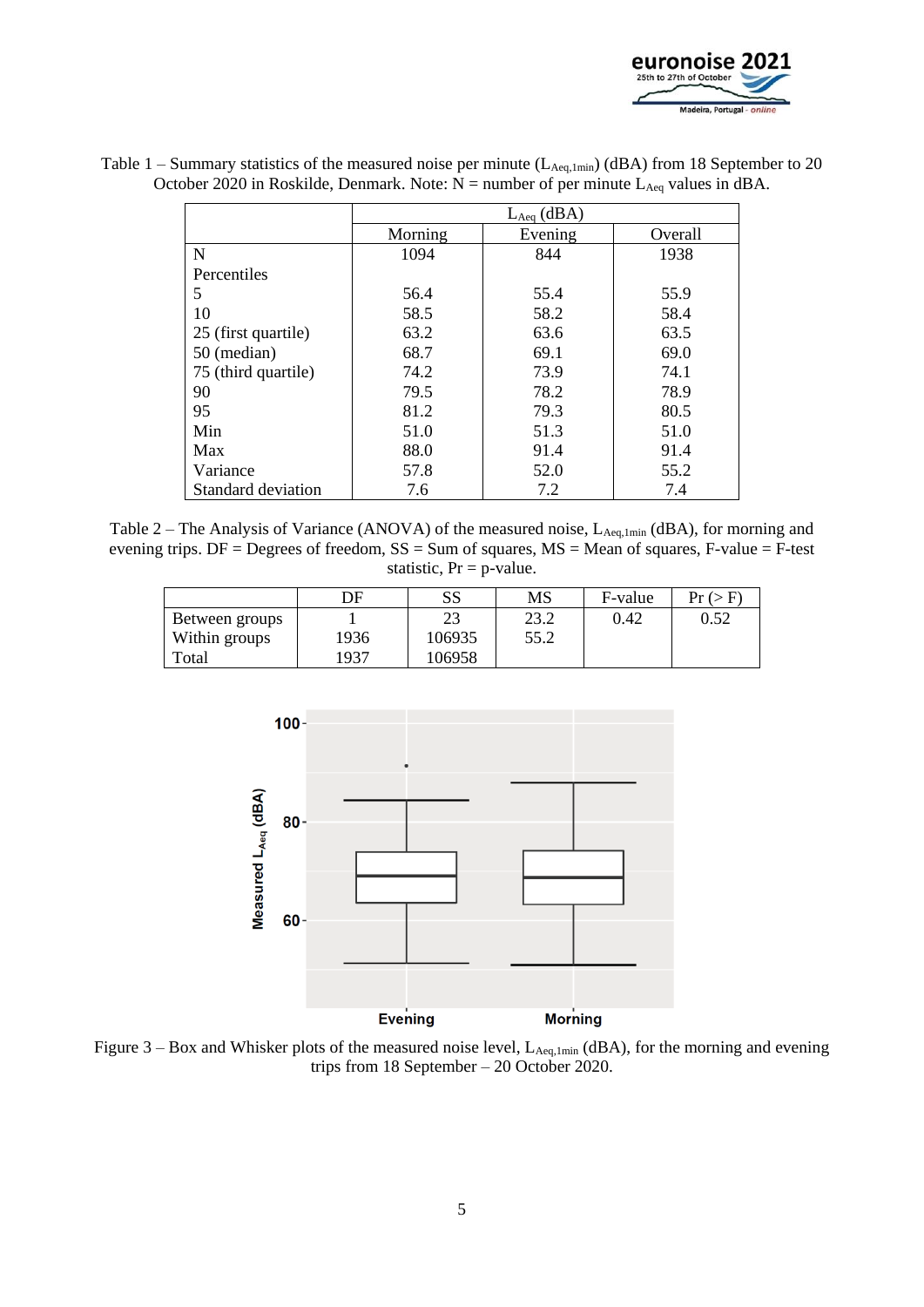Table 1 – Summary statistics of the measured noise per minute ($L_{Aeq,1min}$) (dBA) from 18 September to 20 October 2020 in Roskilde, Denmark. Note: N = number of per minute $L_{Aeq}$ values in dBA.

| | $L_{Aeq}$ (dBA) | | |
|---|---|---|---|
| | Morning | Evening | Overall |
| N | 1094 | 844 | 1938 |
| Percentiles | | | |
| 5 | 56.4 | 55.4 | 55.9 |
| 10 | 58.5 | 58.2 | 58.4 |
| 25 (first quartile) | 63.2 | 63.6 | 63.5 |
| 50 (median) | 68.7 | 69.1 | 69.0 |
| 75 (third quartile) | 74.2 | 73.9 | 74.1 |
| 90 | 79.5 | 78.2 | 78.9 |
| 95 | 81.2 | 79.3 | 80.5 |
| Min | 51.0 | 51.3 | 51.0 |
| Max | 88.0 | 91.4 | 91.4 |
| Variance | 57.8 | 52.0 | 55.2 |
| Standard deviation | 7.6 | 7.2 | 7.4 |

Table 2 – The Analysis of Variance (ANOVA) of the measured noise, $L_{Aeq,1min}$ (dBA), for morning and evening trips. DF = Degrees of freedom, SS = Sum of squares, MS = Mean of squares, F-value = F-test statistic, Pr = p-value.

| | DF | SS | MS | F-value | Pr (> F) |
|---|---|---|---|---|---|
| Between groups | 1 | 23 | 23.2 | 0.42 | 0.52 |
| Within groups | 1936 | 106935 | 55.2 | | |
| Total | 1937 | 106958 | | | |

Figure 3 – Box and Whisker plots of the measured noise level, $L_{Aeq,1min}$ (dBA), for the morning and evening trips from 18 September – 20 October 2020.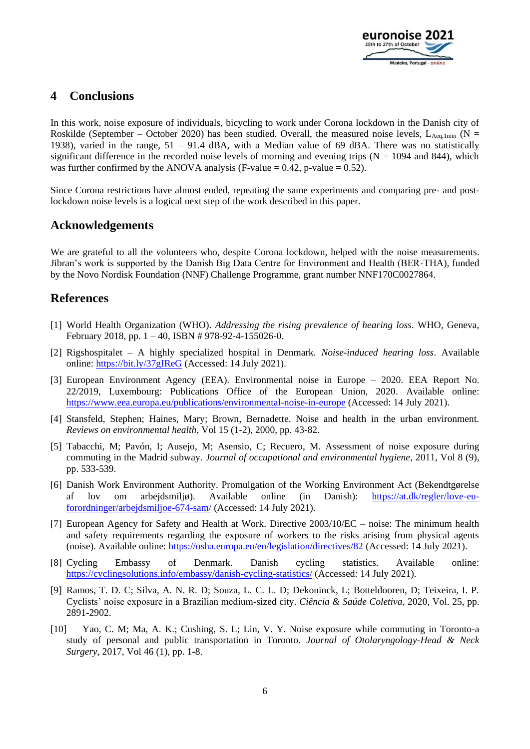## 4 Conclusions

In this work, noise exposure of individuals, bicycling to work under Corona lockdown in the Danish city of Roskilde (September – October 2020) has been studied. Overall, the measured noise levels, $L_{Aeq,1min}$ (N = 1938), varied in the range, 51 – 91.4 dBA, with a Median value of 69 dBA. There was no statistically significant difference in the recorded noise levels of morning and evening trips (N = 1094 and 844), which was further confirmed by the ANOVA analysis (F-value = 0.42, p-value = 0.52).

Since Corona restrictions have almost ended, repeating the same experiments and comparing pre- and post-lockdown noise levels is a logical next step of the work described in this paper.

## Acknowledgements

We are grateful to all the volunteers who, despite Corona lockdown, helped with the noise measurements. Jibran's work is supported by the Danish Big Data Centre for Environment and Health (BER-THA), funded by the Novo Nordisk Foundation (NNF) Challenge Programme, grant number NNF170C0027864.

## References

[1] World Health Organization (WHO). *Addressing the rising prevalence of hearing loss*. WHO, Geneva, February 2018, pp. 1 – 40, ISBN # 978-92-4-155026-0.

[2] Rigshospitalet – A highly specialized hospital in Denmark. *Noise-induced hearing loss*. Available online: https://bit.ly/37gIReG (Accessed: 14 July 2021).

[3] European Environment Agency (EEA). Environmental noise in Europe – 2020. EEA Report No. 22/2019, Luxembourg: Publications Office of the European Union, 2020. Available online: https://www.eea.europa.eu/publications/environmental-noise-in-europe (Accessed: 14 July 2021).

[4] Stansfeld, Stephen; Haines, Mary; Brown, Bernadette. Noise and health in the urban environment. *Reviews on environmental health*, Vol 15 (1-2), 2000, pp. 43-82.

[5] Tabacchi, M; Pavón, I; Ausejo, M; Asensio, C; Recuero, M. Assessment of noise exposure during commuting in the Madrid subway. *Journal of occupational and environmental hygiene*, 2011, Vol 8 (9), pp. 533-539.

[6] Danish Work Environment Authority. Promulgation of the Working Environment Act (Bekendtgørelse af lov om arbejdsmiljø). Available online (in Danish): https://at.dk/regler/love-eu-forordninger/arbejdsmiljoe-674-sam/ (Accessed: 14 July 2021).

[7] European Agency for Safety and Health at Work. Directive 2003/10/EC – noise: The minimum health and safety requirements regarding the exposure of workers to the risks arising from physical agents (noise). Available online: https://osha.europa.eu/en/legislation/directives/82 (Accessed: 14 July 2021).

[8] Cycling Embassy of Denmark. Danish cycling statistics. Available online: https://cyclingsolutions.info/embassy/danish-cycling-statistics/ (Accessed: 14 July 2021).

[9] Ramos, T. D. C; Silva, A. N. R. D; Souza, L. C. L. D; Dekoninck, L; Botteldooren, D; Teixeira, I. P. Cyclists' noise exposure in a Brazilian medium-sized city. *Ciência & Saúde Coletiva*, 2020, Vol. 25, pp. 2891-2902.

[10] Yao, C. M; Ma, A. K.; Cushing, S. L; Lin, V. Y. Noise exposure while commuting in Toronto-a study of personal and public transportation in Toronto. *Journal of Otolaryngology-Head & Neck Surgery*, 2017, Vol 46 (1), pp. 1-8.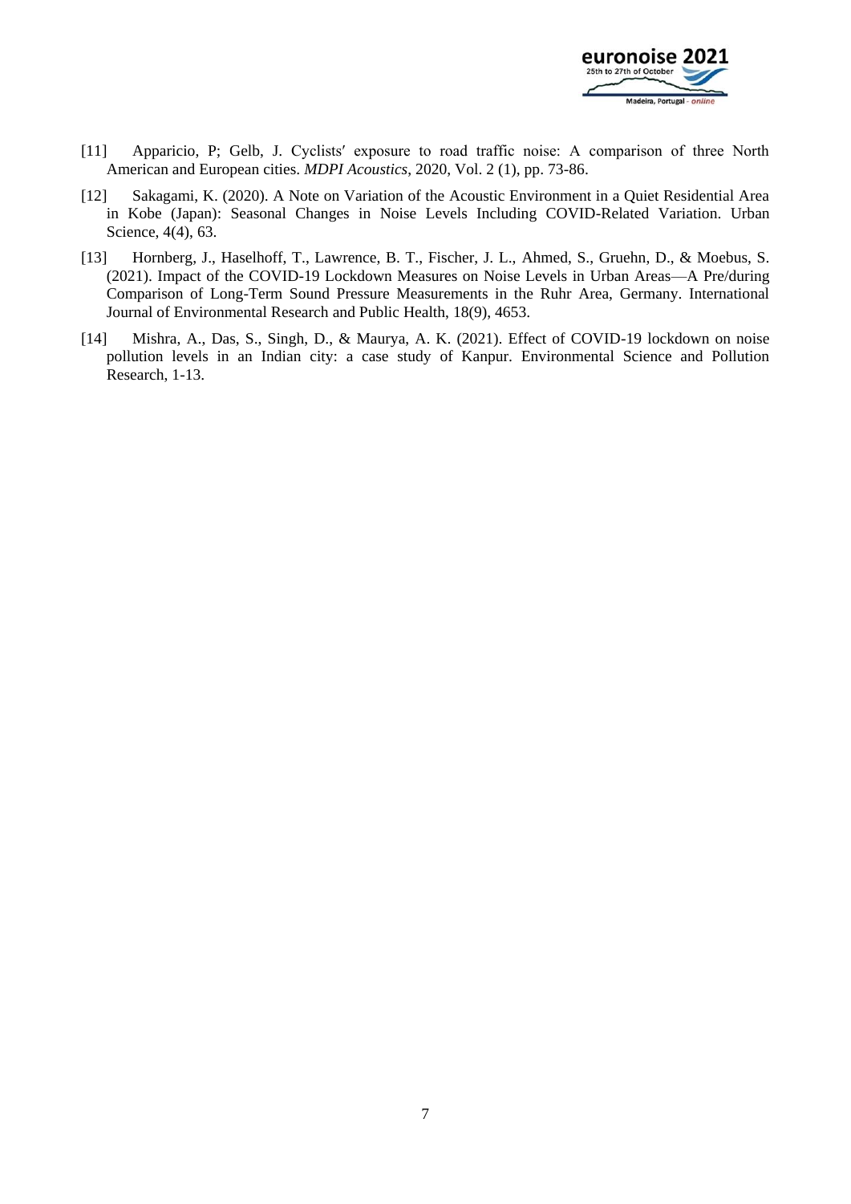[11] Apparicio, P; Gelb, J. Cyclists′ exposure to road traffic noise: A comparison of three North American and European cities. *MDPI Acoustics*, 2020, Vol. 2 (1), pp. 73-86.

[12] Sakagami, K. (2020). A Note on Variation of the Acoustic Environment in a Quiet Residential Area in Kobe (Japan): Seasonal Changes in Noise Levels Including COVID-Related Variation. Urban Science, 4(4), 63.

[13] Hornberg, J., Haselhoff, T., Lawrence, B. T., Fischer, J. L., Ahmed, S., Gruehn, D., & Moebus, S. (2021). Impact of the COVID-19 Lockdown Measures on Noise Levels in Urban Areas—A Pre/during Comparison of Long-Term Sound Pressure Measurements in the Ruhr Area, Germany. International Journal of Environmental Research and Public Health, 18(9), 4653.

[14] Mishra, A., Das, S., Singh, D., & Maurya, A. K. (2021). Effect of COVID-19 lockdown on noise pollution levels in an Indian city: a case study of Kanpur. Environmental Science and Pollution Research, 1-13.